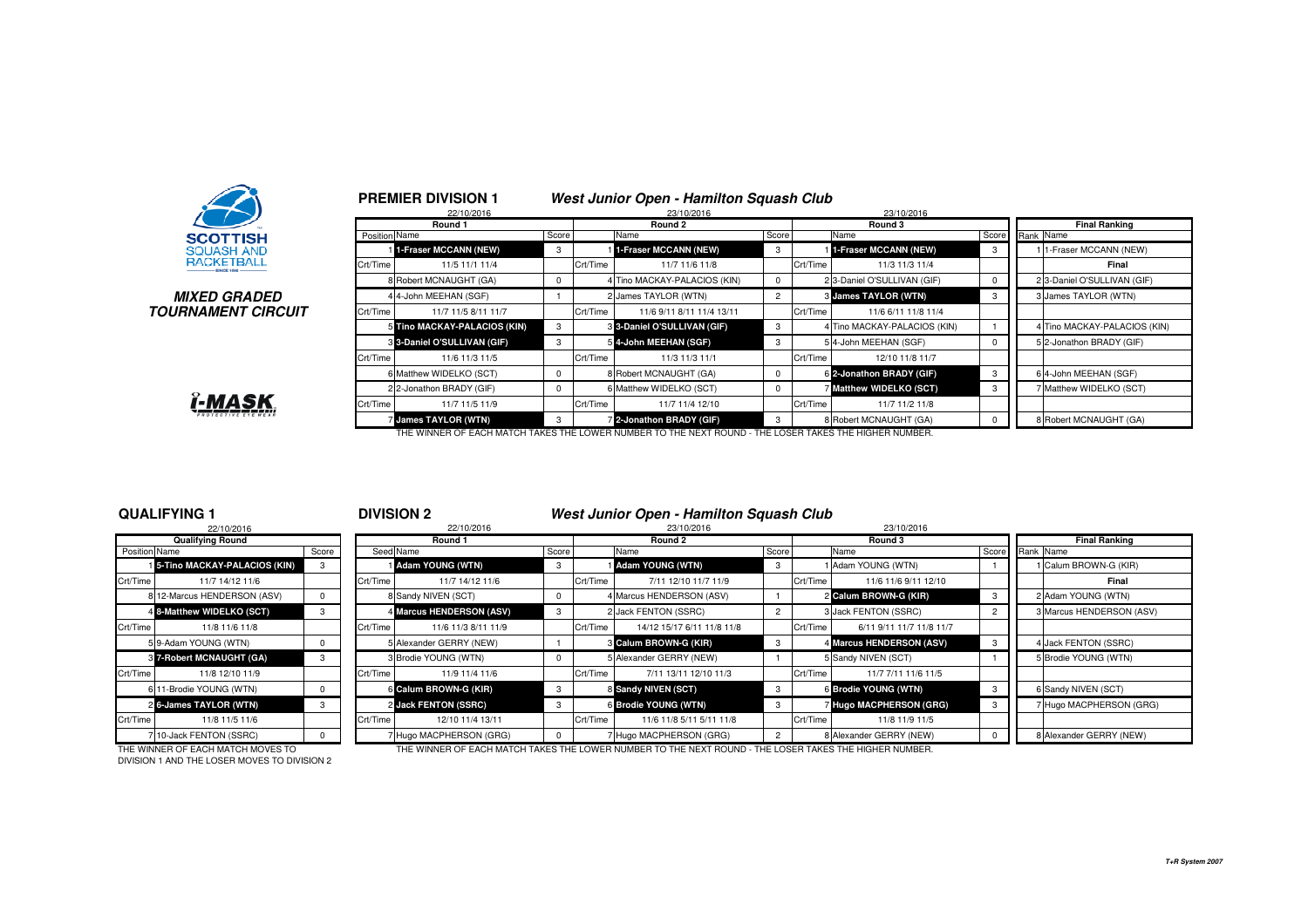SCOTTISH SQUASH AND RACKETBALL

## MIXED GRADED TOURNAMENT CIRCUIT

i-MASK

## PREMIER DIVISION 1 — West Junior Open - Hamilton Squash Club

| Round 1 (22/10/2016) | | | Round 2 (23/10/2016) | | | Round 3 (23/10/2016) | | | Final Ranking | |
|---|---|---|---|---|---|---|---|---|---|---|
| Position | Name | Score | | Name | Score | | Name | Score | Rank | Name |
| 1 | 1-Fraser MCCANN (NEW) | 3 | 1 | 1-Fraser MCCANN (NEW) | 3 | 1 | 1-Fraser MCCANN (NEW) | 3 | 1 | 1-Fraser MCCANN (NEW) |
| Crt/Time | 11/5 11/1 11/4 | | Crt/Time | 11/7 11/6 11/8 | | Crt/Time | 11/3 11/3 11/4 | | | Final |
| 8 | Robert MCNAUGHT (GA) | 0 | 4 | Tino MACKAY-PALACIOS (KIN) | 0 | 2 | 3-Daniel O'SULLIVAN (GIF) | 0 | 2 | 3-Daniel O'SULLIVAN (GIF) |
| 4 | 4-John MEEHAN (SGF) | 1 | 2 | James TAYLOR (WTN) | 2 | 3 | James TAYLOR (WTN) | 3 | 3 | James TAYLOR (WTN) |
| Crt/Time | 11/7 11/5 8/11 11/7 | | Crt/Time | 11/6 9/11 8/11 11/4 13/11 | | Crt/Time | 11/6 6/11 11/8 11/4 | | | |
| 5 | Tino MACKAY-PALACIOS (KIN) | 3 | 3 | 3-Daniel O'SULLIVAN (GIF) | 3 | 4 | Tino MACKAY-PALACIOS (KIN) | 1 | 4 | Tino MACKAY-PALACIOS (KIN) |
| 3 | 3-Daniel O'SULLIVAN (GIF) | 3 | 5 | 4-John MEEHAN (SGF) | 3 | 5 | 4-John MEEHAN (SGF) | 0 | 5 | 2-Jonathon BRADY (GIF) |
| Crt/Time | 11/6 11/3 11/5 | | Crt/Time | 11/3 11/3 11/1 | | Crt/Time | 12/10 11/8 11/7 | | | |
| 6 | Matthew WIDELKO (SCT) | 0 | 8 | Robert MCNAUGHT (GA) | 0 | 6 | 2-Jonathon BRADY (GIF) | 3 | 6 | 4-John MEEHAN (SGF) |
| 2 | 2-Jonathon BRADY (GIF) | 0 | 6 | Matthew WIDELKO (SCT) | 0 | 7 | Matthew WIDELKO (SCT) | 3 | 7 | Matthew WIDELKO (SCT) |
| Crt/Time | 11/7 11/5 11/9 | | Crt/Time | 11/7 11/4 12/10 | | Crt/Time | 11/7 11/2 11/8 | | | |
| 7 | James TAYLOR (WTN) | 3 | 7 | 2-Jonathon BRADY (GIF) | 3 | 8 | Robert MCNAUGHT (GA) | 0 | 8 | Robert MCNAUGHT (GA) |

THE WINNER OF EACH MATCH TAKES THE LOWER NUMBER TO THE NEXT ROUND - THE LOSER TAKES THE HIGHER NUMBER.

## QUALIFYING 1

| Qualifying Round (22/10/2016) | | |
|---|---|---|
| Position | Name | Score |
| 1 | 5-Tino MACKAY-PALACIOS (KIN) | 3 |
| Crt/Time | 11/7 14/12 11/6 | |
| 8 | 12-Marcus HENDERSON (ASV) | 0 |
| 4 | 8-Matthew WIDELKO (SCT) | 3 |
| Crt/Time | 11/8 11/6 11/8 | |
| 5 | 9-Adam YOUNG (WTN) | 0 |
| 3 | 7-Robert MCNAUGHT (GA) | 3 |
| Crt/Time | 11/8 12/10 11/9 | |
| 6 | 11-Brodie YOUNG (WTN) | 0 |
| 2 | 6-James TAYLOR (WTN) | 3 |
| Crt/Time | 11/8 11/5 11/6 | |
| 7 | 10-Jack FENTON (SSRC) | 0 |

THE WINNER OF EACH MATCH MOVES TO DIVISION 1 AND THE LOSER MOVES TO DIVISION 2

## DIVISION 2 — West Junior Open - Hamilton Squash Club

| Round 1 (22/10/2016) | | | Round 2 (23/10/2016) | | | Round 3 (23/10/2016) | | | Final Ranking | |
|---|---|---|---|---|---|---|---|---|---|---|
| Seed | Name | Score | | Name | Score | | Name | Score | Rank | Name |
| 1 | Adam YOUNG (WTN) | 3 | 1 | Adam YOUNG (WTN) | 3 | 1 | Adam YOUNG (WTN) | 1 | 1 | Calum BROWN-G (KIR) |
| Crt/Time | 11/7 14/12 11/6 | | Crt/Time | 7/11 12/10 11/7 11/9 | | Crt/Time | 11/6 11/6 9/11 12/10 | | | Final |
| 8 | Sandy NIVEN (SCT) | 0 | 4 | Marcus HENDERSON (ASV) | 1 | 2 | Calum BROWN-G (KIR) | 3 | 2 | Adam YOUNG (WTN) |
| 4 | Marcus HENDERSON (ASV) | 3 | 2 | Jack FENTON (SSRC) | 2 | 3 | Jack FENTON (SSRC) | 2 | 3 | Marcus HENDERSON (ASV) |
| Crt/Time | 11/6 11/3 8/11 11/9 | | Crt/Time | 14/12 15/17 6/11 11/8 11/8 | | Crt/Time | 6/11 9/11 11/7 11/8 11/7 | | | |
| 5 | Alexander GERRY (NEW) | 1 | 3 | Calum BROWN-G (KIR) | 3 | 4 | Marcus HENDERSON (ASV) | 3 | 4 | Jack FENTON (SSRC) |
| 3 | Brodie YOUNG (WTN) | 0 | 5 | Alexander GERRY (NEW) | 1 | 5 | Sandy NIVEN (SCT) | 1 | 5 | Brodie YOUNG (WTN) |
| Crt/Time | 11/9 11/4 11/6 | | Crt/Time | 7/11 13/11 12/10 11/3 | | Crt/Time | 11/7 7/11 11/6 11/5 | | | |
| 6 | Calum BROWN-G (KIR) | 3 | 8 | Sandy NIVEN (SCT) | 3 | 6 | Brodie YOUNG (WTN) | 3 | 6 | Sandy NIVEN (SCT) |
| 2 | Jack FENTON (SSRC) | 3 | 6 | Brodie YOUNG (WTN) | 3 | 7 | Hugo MACPHERSON (GRG) | 3 | 7 | Hugo MACPHERSON (GRG) |
| Crt/Time | 12/10 11/4 13/11 | | Crt/Time | 11/6 11/8 5/11 5/11 11/8 | | Crt/Time | 11/8 11/9 11/5 | | | |
| 7 | Hugo MACPHERSON (GRG) | 0 | 7 | Hugo MACPHERSON (GRG) | 2 | 8 | Alexander GERRY (NEW) | 0 | 8 | Alexander GERRY (NEW) |

THE WINNER OF EACH MATCH TAKES THE LOWER NUMBER TO THE NEXT ROUND - THE LOSER TAKES THE HIGHER NUMBER.

*T+R System 2007*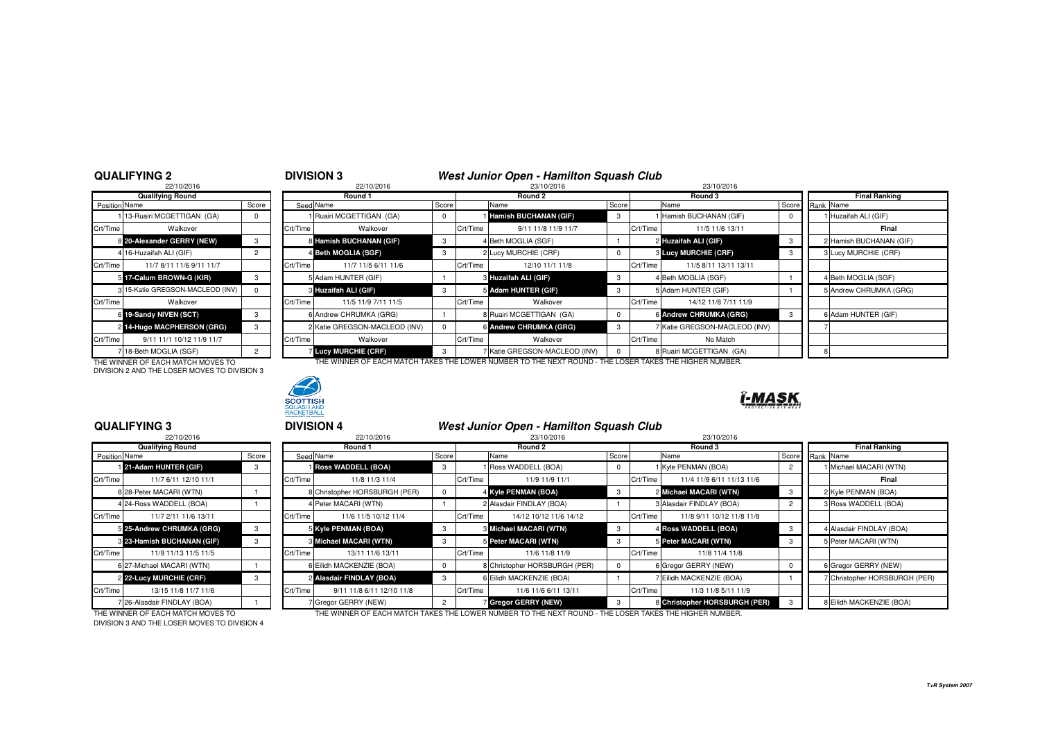## QUALIFYING 2

22/10/2016

| Qualifying Round | | |
|---|---|---|
| Position | Name | Score |
| 1 | 13-Ruairi MCGETTIGAN (GA) | 0 |
| Crt/Time | Walkover | |
| 8 | **20-Alexander GERRY (NEW)** | 3 |
| 4 | 16-Huzaifah ALI (GIF) | 2 |
| Crt/Time | 11/7 8/11 11/6 9/11 11/7 | |
| 5 | **17-Calum BROWN-G (KIR)** | 3 |
| 3 | 15-Katie GREGSON-MACLEOD (INV) | 0 |
| Crt/Time | Walkover | |
| 6 | **19-Sandy NIVEN (SCT)** | 3 |
| 2 | **14-Hugo MACPHERSON (GRG)** | 3 |
| Crt/Time | 9/11 11/1 10/12 11/9 11/7 | |
| 7 | 18-Beth MOGLIA (SGF) | 2 |

THE WINNER OF EACH MATCH MOVES TO DIVISION 2 AND THE LOSER MOVES TO DIVISION 3

## DIVISION 3

### *West Junior Open - Hamilton Squash Club*

| Round 1 (22/10/2016) | | | Round 2 (23/10/2016) | | | Round 3 (23/10/2016) | | | Final Ranking | |
|---|---|---|---|---|---|---|---|---|---|---|
| Seed | Name | Score | | Name | Score | | Name | Score | Rank | Name |
| 1 | Ruairi MCGETTIGAN (GA) | 0 | 1 | **Hamish BUCHANAN (GIF)** | 3 | 1 | Hamish BUCHANAN (GIF) | 0 | 1 | Huzaifah ALI (GIF) |
| Crt/Time | Walkover | | Crt/Time | 9/11 11/8 11/9 11/7 | | Crt/Time | 11/5 11/6 13/11 | | | Final |
| 8 | **Hamish BUCHANAN (GIF)** | 3 | 4 | Beth MOGLIA (SGF) | 1 | 2 | **Huzaifah ALI (GIF)** | 3 | 2 | Hamish BUCHANAN (GIF) |
| 4 | **Beth MOGLIA (SGF)** | 3 | 2 | Lucy MURCHIE (CRF) | 0 | 3 | **Lucy MURCHIE (CRF)** | 3 | 3 | Lucy MURCHIE (CRF) |
| Crt/Time | 11/7 11/5 6/11 11/6 | | Crt/Time | 12/10 11/1 11/8 | | Crt/Time | 11/5 8/11 13/11 13/11 | | | |
| 5 | Adam HUNTER (GIF) | 1 | 3 | **Huzaifah ALI (GIF)** | 3 | 4 | Beth MOGLIA (SGF) | 1 | 4 | Beth MOGLIA (SGF) |
| 3 | **Huzaifah ALI (GIF)** | 3 | 5 | **Adam HUNTER (GIF)** | 3 | 5 | Adam HUNTER (GIF) | 1 | 5 | Andrew CHRUMKA (GRG) |
| Crt/Time | 11/5 11/9 7/11 11/5 | | Crt/Time | Walkover | | Crt/Time | 14/12 11/8 7/11 11/9 | | | |
| 6 | Andrew CHRUMKA (GRG) | 1 | 8 | Ruairi MCGETTIGAN (GA) | 0 | 6 | **Andrew CHRUMKA (GRG)** | 3 | 6 | Adam HUNTER (GIF) |
| 2 | Katie GREGSON-MACLEOD (INV) | 0 | 6 | **Andrew CHRUMKA (GRG)** | 3 | 7 | Katie GREGSON-MACLEOD (INV) | | 7 | |
| Crt/Time | Walkover | | Crt/Time | Walkover | | Crt/Time | No Match | | | |
| 7 | **Lucy MURCHIE (CRF)** | 3 | 7 | Katie GREGSON-MACLEOD (INV) | 0 | 8 | Ruairi MCGETTIGAN (GA) | | 8 | |

THE WINNER OF EACH MATCH TAKES THE LOWER NUMBER TO THE NEXT ROUND - THE LOSER TAKES THE HIGHER NUMBER.

## QUALIFYING 3

22/10/2016

| Qualifying Round | | |
|---|---|---|
| Position | Name | Score |
| 1 | **21-Adam HUNTER (GIF)** | 3 |
| Crt/Time | 11/7 6/11 12/10 11/1 | |
| 8 | 28-Peter MACARI (WTN) | 1 |
| 4 | 24-Ross WADDELL (BOA) | 1 |
| Crt/Time | 11/7 2/11 11/6 13/11 | |
| 5 | **25-Andrew CHRUMKA (GRG)** | 3 |
| 3 | **23-Hamish BUCHANAN (GIF)** | 3 |
| Crt/Time | 11/9 11/13 11/5 11/5 | |
| 6 | 27-Michael MACARI (WTN) | 1 |
| 2 | **22-Lucy MURCHIE (CRF)** | 3 |
| Crt/Time | 13/15 11/8 11/7 11/6 | |
| 7 | 26-Alasdair FINDLAY (BOA) | 1 |

THE WINNER OF EACH MATCH MOVES TO DIVISION 3 AND THE LOSER MOVES TO DIVISION 4

## DIVISION 4

### *West Junior Open - Hamilton Squash Club*

| Round 1 (22/10/2016) | | | Round 2 (23/10/2016) | | | Round 3 (23/10/2016) | | | Final Ranking | |
|---|---|---|---|---|---|---|---|---|---|---|
| Seed | Name | Score | | Name | Score | | Name | Score | Rank | Name |
| 1 | **Ross WADDELL (BOA)** | 3 | 1 | Ross WADDELL (BOA) | 0 | 1 | Kyle PENMAN (BOA) | 2 | 1 | Michael MACARI (WTN) |
| Crt/Time | 11/8 11/3 11/4 | | Crt/Time | 11/9 11/9 11/1 | | Crt/Time | 11/4 11/9 6/11 11/13 11/6 | | | Final |
| 8 | Christopher HORSBURGH (PER) | 0 | 4 | **Kyle PENMAN (BOA)** | 3 | 2 | **Michael MACARI (WTN)** | 3 | 2 | Kyle PENMAN (BOA) |
| 4 | Peter MACARI (WTN) | 1 | 2 | Alasdair FINDLAY (BOA) | 1 | 3 | Alasdair FINDLAY (BOA) | 2 | 3 | Ross WADDELL (BOA) |
| Crt/Time | 11/6 11/5 10/12 11/4 | | Crt/Time | 14/12 10/12 11/6 14/12 | | Crt/Time | 11/8 9/11 10/12 11/8 11/8 | | | |
| 5 | **Kyle PENMAN (BOA)** | 3 | 3 | **Michael MACARI (WTN)** | 3 | 4 | **Ross WADDELL (BOA)** | 3 | 4 | Alasdair FINDLAY (BOA) |
| 3 | **Michael MACARI (WTN)** | 3 | 5 | **Peter MACARI (WTN)** | 3 | 5 | **Peter MACARI (WTN)** | 3 | 5 | Peter MACARI (WTN) |
| Crt/Time | 13/11 11/6 13/11 | | Crt/Time | 11/6 11/8 11/9 | | Crt/Time | 11/8 11/4 11/8 | | | |
| 6 | Eilidh MACKENZIE (BOA) | 0 | 8 | Christopher HORSBURGH (PER) | 0 | 6 | Gregor GERRY (NEW) | 0 | 6 | Gregor GERRY (NEW) |
| 2 | **Alasdair FINDLAY (BOA)** | 3 | 6 | Eilidh MACKENZIE (BOA) | 1 | 7 | Eilidh MACKENZIE (BOA) | 1 | 7 | Christopher HORSBURGH (PER) |
| Crt/Time | 9/11 11/8 6/11 12/10 11/8 | | Crt/Time | 11/6 11/6 6/11 13/11 | | Crt/Time | 11/3 11/8 5/11 11/9 | | | |
| 7 | Gregor GERRY (NEW) | 2 | 7 | **Gregor GERRY (NEW)** | 3 | 8 | **Christopher HORSBURGH (PER)** | 3 | 8 | Eilidh MACKENZIE (BOA) |

THE WINNER OF EACH MATCH TAKES THE LOWER NUMBER TO THE NEXT ROUND - THE LOSER TAKES THE HIGHER NUMBER.

*T+R System 2007*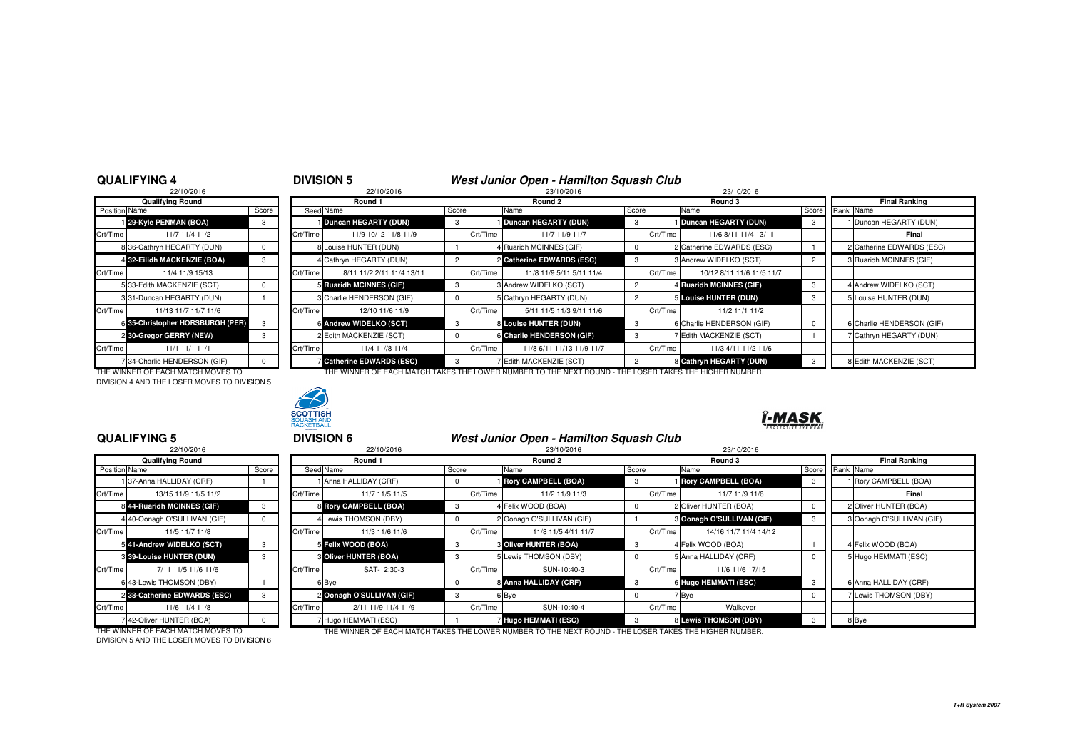## QUALIFYING 4

22/10/2016

| Qualifying Round | | |
|---|---|---|
| Position | Name | Score |
| 1 | 29-Kyle PENMAN (BOA) | 3 |
| Crt/Time | 11/7 11/4 11/2 | |
| 8 | 36-Cathryn HEGARTY (DUN) | 0 |
| 4 | 32-Eilidh MACKENZIE (BOA) | 3 |
| Crt/Time | 11/4 11/9 15/13 | |
| 5 | 33-Edith MACKENZIE (SCT) | 0 |
| 3 | 31-Duncan HEGARTY (DUN) | 1 |
| Crt/Time | 11/13 11/7 11/7 11/6 | |
| 6 | 35-Christopher HORSBURGH (PER) | 3 |
| 2 | 30-Gregor GERRY (NEW) | 3 |
| Crt/Time | 11/1 11/1 11/1 | |
| 7 | 34-Charlie HENDERSON (GIF) | 0 |

THE WINNER OF EACH MATCH MOVES TO DIVISION 4 AND THE LOSER MOVES TO DIVISION 5

## DIVISION 5

### West Junior Open - Hamilton Squash Club

| Round 1 (22/10/2016) | | | Round 2 (23/10/2016) | | | Round 3 (23/10/2016) | | | Final Ranking | |
|---|---|---|---|---|---|---|---|---|---|---|
| Seed | Name | Score | | Name | Score | | Name | Score | Rank | Name |
| 1 | Duncan HEGARTY (DUN) | 3 | 1 | Duncan HEGARTY (DUN) | 3 | 1 | Duncan HEGARTY (DUN) | 3 | 1 | Duncan HEGARTY (DUN) |
| Crt/Time | 11/9 10/12 11/8 11/9 | | Crt/Time | 11/7 11/9 11/7 | | Crt/Time | 11/6 8/11 11/4 13/11 | | | Final |
| 8 | Louise HUNTER (DUN) | 1 | 4 | Ruaridh MCINNES (GIF) | 0 | 2 | Catherine EDWARDS (ESC) | 1 | 2 | Catherine EDWARDS (ESC) |
| 4 | Cathryn HEGARTY (DUN) | 2 | 2 | Catherine EDWARDS (ESC) | 3 | 3 | Andrew WIDELKO (SCT) | 2 | 3 | Ruaridh MCINNES (GIF) |
| Crt/Time | 8/11 11/2 2/11 11/4 13/11 | | Crt/Time | 11/8 11/9 5/11 5/11 11/4 | | Crt/Time | 10/12 8/11 11/6 11/5 11/7 | | | |
| 5 | Ruaridh MCINNES (GIF) | 3 | 3 | Andrew WIDELKO (SCT) | 2 | 4 | Ruaridh MCINNES (GIF) | 3 | 4 | Andrew WIDELKO (SCT) |
| 3 | Charlie HENDERSON (GIF) | 0 | 5 | Cathryn HEGARTY (DUN) | 2 | 5 | Louise HUNTER (DUN) | 3 | 5 | Louise HUNTER (DUN) |
| Crt/Time | 12/10 11/6 11/9 | | Crt/Time | 5/11 11/5 11/3 9/11 11/6 | | Crt/Time | 11/2 11/1 11/2 | | | |
| 6 | Andrew WIDELKO (SCT) | 3 | 8 | Louise HUNTER (DUN) | 3 | 6 | Charlie HENDERSON (GIF) | 0 | 6 | Charlie HENDERSON (GIF) |
| 2 | Edith MACKENZIE (SCT) | 0 | 6 | Charlie HENDERSON (GIF) | 3 | 7 | Edith MACKENZIE (SCT) | 1 | 7 | Cathryn HEGARTY (DUN) |
| Crt/Time | 11/4 11//8 11/4 | | Crt/Time | 11/8 6/11 11/13 11/9 11/7 | | Crt/Time | 11/3 4/11 11/2 11/6 | | | |
| 7 | Catherine EDWARDS (ESC) | 3 | 7 | Edith MACKENZIE (SCT) | 2 | 8 | Cathryn HEGARTY (DUN) | 3 | 8 | Edith MACKENZIE (SCT) |

THE WINNER OF EACH MATCH TAKES THE LOWER NUMBER TO THE NEXT ROUND - THE LOSER TAKES THE HIGHER NUMBER.

## QUALIFYING 5

22/10/2016

| Qualifying Round | | |
|---|---|---|
| Position | Name | Score |
| 1 | 37-Anna HALLIDAY (CRF) | 1 |
| Crt/Time | 13/15 11/9 11/5 11/2 | |
| 8 | 44-Ruaridh MCINNES (GIF) | 3 |
| 4 | 40-Oonagh O'SULLIVAN (GIF) | 0 |
| Crt/Time | 11/5 11/7 11/8 | |
| 5 | 41-Andrew WIDELKO (SCT) | 3 |
| 3 | 39-Louise HUNTER (DUN) | 3 |
| Crt/Time | 7/11 11/5 11/6 11/6 | |
| 6 | 43-Lewis THOMSON (DBY) | 1 |
| 2 | 38-Catherine EDWARDS (ESC) | 3 |
| Crt/Time | 11/6 11/4 11/8 | |
| 7 | 42-Oliver HUNTER (BOA) | 0 |

THE WINNER OF EACH MATCH MOVES TO DIVISION 5 AND THE LOSER MOVES TO DIVISION 6

## DIVISION 6

### West Junior Open - Hamilton Squash Club

| Round 1 (22/10/2016) | | | Round 2 (23/10/2016) | | | Round 3 (23/10/2016) | | | Final Ranking | |
|---|---|---|---|---|---|---|---|---|---|---|
| Seed | Name | Score | | Name | Score | | Name | Score | Rank | Name |
| 1 | Anna HALLIDAY (CRF) | 0 | 1 | Rory CAMPBELL (BOA) | 3 | 1 | Rory CAMPBELL (BOA) | 3 | 1 | Rory CAMPBELL (BOA) |
| Crt/Time | 11/7 11/5 11/5 | | Crt/Time | 11/2 11/9 11/3 | | Crt/Time | 11/7 11/9 11/6 | | | Final |
| 8 | Rory CAMPBELL (BOA) | 3 | 4 | Felix WOOD (BOA) | 0 | 2 | Oliver HUNTER (BOA) | 0 | 2 | Oliver HUNTER (BOA) |
| 4 | Lewis THOMSON (DBY) | 0 | 2 | Oonagh O'SULLIVAN (GIF) | 1 | 3 | Oonagh O'SULLIVAN (GIF) | 3 | 3 | Oonagh O'SULLIVAN (GIF) |
| Crt/Time | 11/3 11/6 11/6 | | Crt/Time | 11/8 11/5 4/11 11/7 | | Crt/Time | 14/16 11/7 11/4 14/12 | | | |
| 5 | Felix WOOD (BOA) | 3 | 3 | Oliver HUNTER (BOA) | 3 | 4 | Felix WOOD (BOA) | 1 | 4 | Felix WOOD (BOA) |
| 3 | Oliver HUNTER (BOA) | 3 | 5 | Lewis THOMSON (DBY) | 0 | 5 | Anna HALLIDAY (CRF) | 0 | 5 | Hugo HEMMATI (ESC) |
| Crt/Time | SAT-12:30-3 | | Crt/Time | SUN-10:40-3 | | Crt/Time | 11/6 11/6 17/15 | | | |
| 6 | Bye | 0 | 8 | Anna HALLIDAY (CRF) | 3 | 6 | Hugo HEMMATI (ESC) | 3 | 6 | Anna HALLIDAY (CRF) |
| 2 | Oonagh O'SULLIVAN (GIF) | 3 | 6 | Bye | 0 | 7 | Bye | 0 | 7 | Lewis THOMSON (DBY) |
| Crt/Time | 2/11 11/9 11/4 11/9 | | Crt/Time | SUN-10:40-4 | | Crt/Time | Walkover | | | |
| 7 | Hugo HEMMATI (ESC) | 1 | 7 | Hugo HEMMATI (ESC) | 3 | 8 | Lewis THOMSON (DBY) | 3 | 8 | Bye |

THE WINNER OF EACH MATCH TAKES THE LOWER NUMBER TO THE NEXT ROUND - THE LOSER TAKES THE HIGHER NUMBER.

T+R System 2007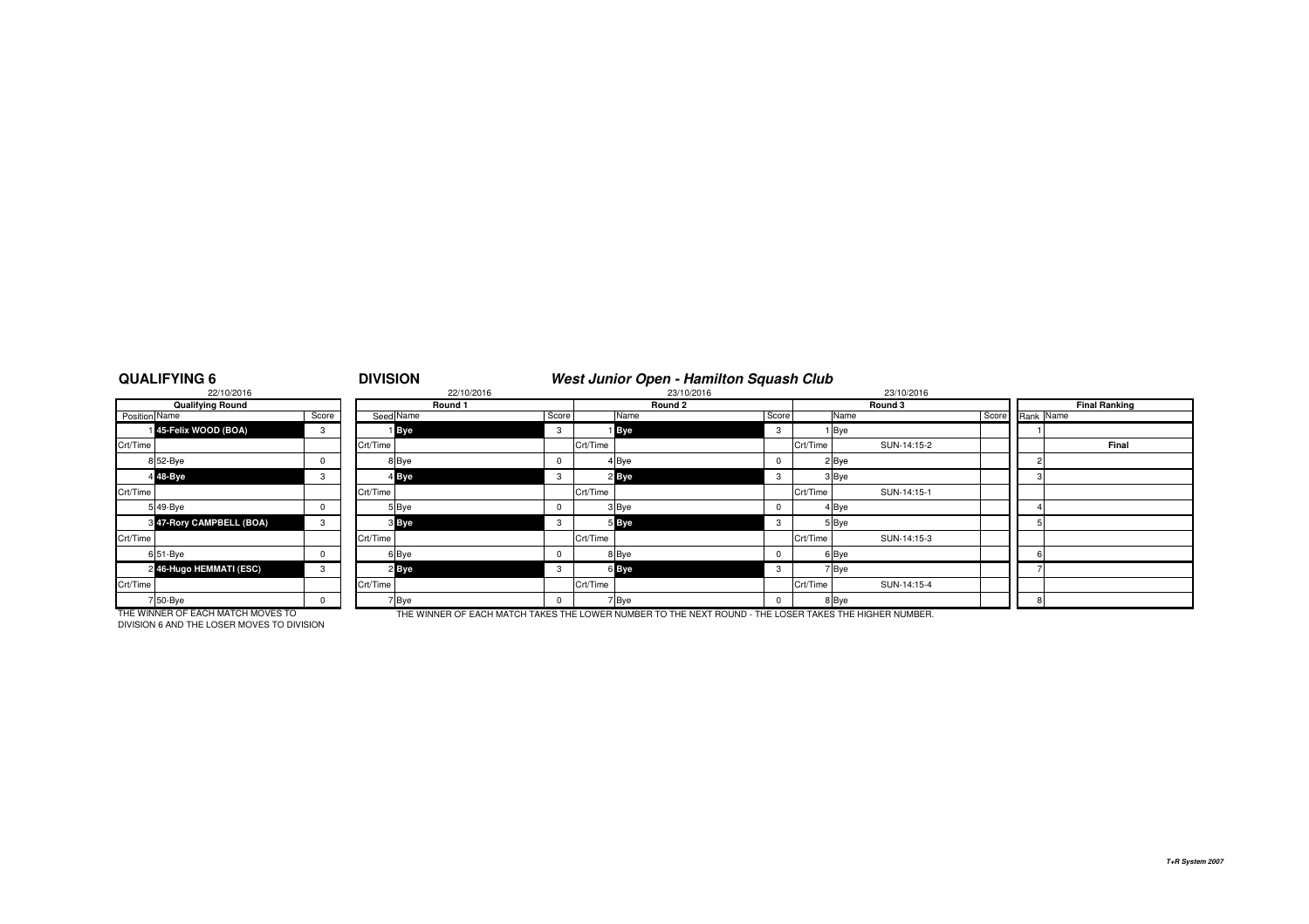## QUALIFYING 6

## DIVISION

### *West Junior Open - Hamilton Squash Club*

| 22/10/2016 | | |
|---|---|---|
| **Qualifying Round** | | |
| Position | Name | Score |
| 1 | **45-Felix WOOD (BOA)** | 3 |
| Crt/Time | | |
| 8 | 52-Bye | 0 |
| 4 | **48-Bye** | 3 |
| Crt/Time | | |
| 5 | 49-Bye | 0 |
| 3 | **47-Rory CAMPBELL (BOA)** | 3 |
| Crt/Time | | |
| 6 | 51-Bye | 0 |
| 2 | **46-Hugo HEMMATI (ESC)** | 3 |
| Crt/Time | | |
| 7 | 50-Bye | 0 |

THE WINNER OF EACH MATCH MOVES TO DIVISION 6 AND THE LOSER MOVES TO DIVISION

| 22/10/2016 | | | 23/10/2016 | | | 23/10/2016 | | |
|---|---|---|---|---|---|---|---|---|
| **Round 1** | | | **Round 2** | | | **Round 3** | | |
| Seed | Name | Score | | Name | Score | | Name | Score |
| 1 | **Bye** | 3 | 1 | **Bye** | 3 | 1 | Bye | |
| Crt/Time | | | Crt/Time | | | Crt/Time | SUN-14:15-2 | |
| 8 | Bye | 0 | 4 | Bye | 0 | 2 | Bye | |
| 4 | **Bye** | 3 | 2 | **Bye** | 3 | 3 | Bye | |
| Crt/Time | | | Crt/Time | | | Crt/Time | SUN-14:15-1 | |
| 5 | Bye | 0 | 3 | Bye | 0 | 4 | Bye | |
| 3 | **Bye** | 3 | 5 | **Bye** | 3 | 5 | Bye | |
| Crt/Time | | | Crt/Time | | | Crt/Time | SUN-14:15-3 | |
| 6 | Bye | 0 | 8 | Bye | 0 | 6 | Bye | |
| 2 | **Bye** | 3 | 6 | **Bye** | 3 | 7 | Bye | |
| Crt/Time | | | Crt/Time | | | Crt/Time | SUN-14:15-4 | |
| 7 | Bye | 0 | 7 | Bye | 0 | 8 | Bye | |

THE WINNER OF EACH MATCH TAKES THE LOWER NUMBER TO THE NEXT ROUND - THE LOSER TAKES THE HIGHER NUMBER.

| **Final Ranking** | |
|---|---|
| Rank | Name |
| 1 | |
| | **Final** |
| 2 | |
| 3 | |
| | |
| 4 | |
| 5 | |
| | |
| 6 | |
| 7 | |
| | |
| 8 | |